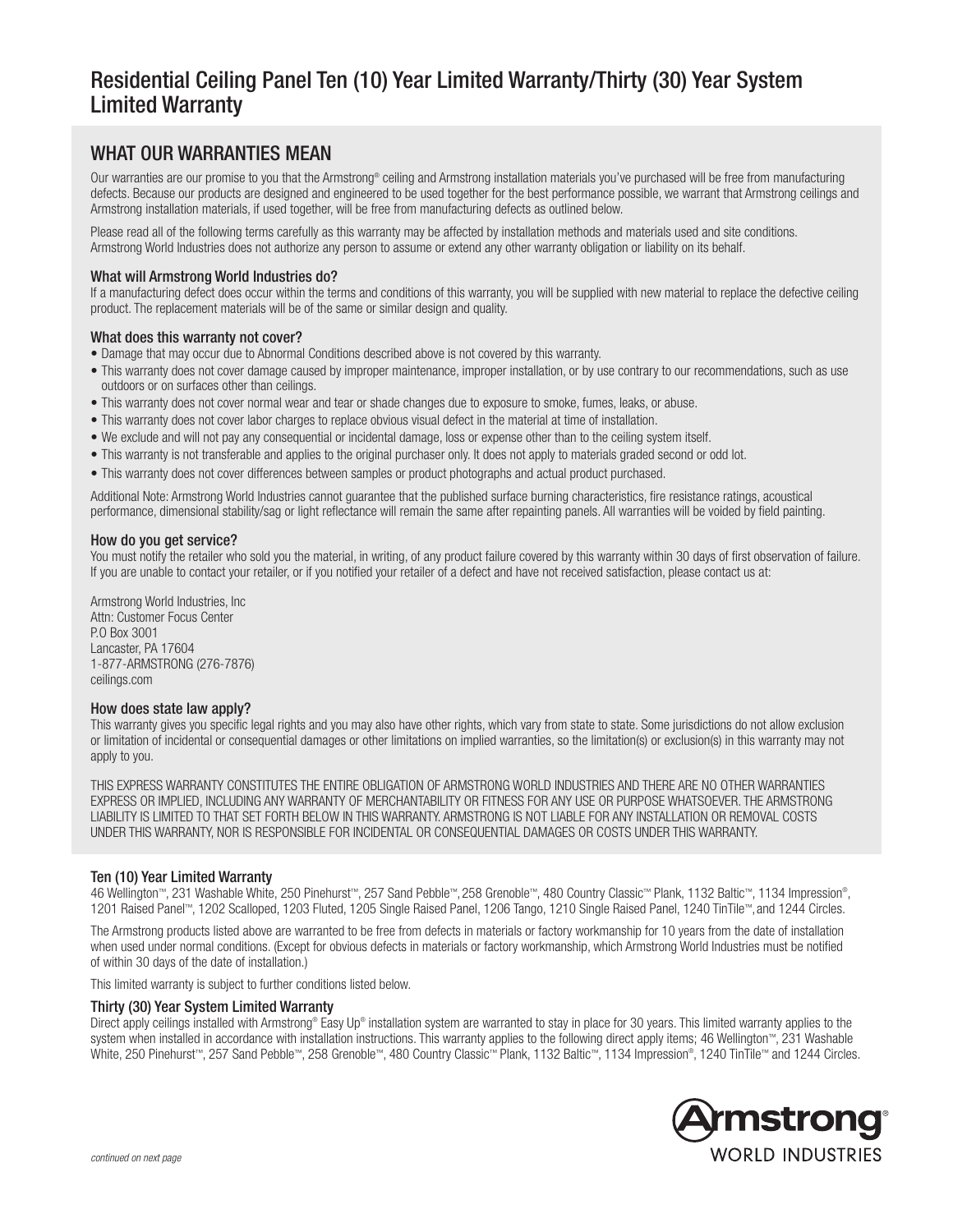# Residential Ceiling Panel Ten (10) Year Limited Warranty/Thirty (30) Year System Limited Warranty

## WHAT OUR WARRANTIES MEAN

Our warranties are our promise to you that the Armstrong® ceiling and Armstrong installation materials you've purchased will be free from manufacturing defects. Because our products are designed and engineered to be used together for the best performance possible, we warrant that Armstrong ceilings and Armstrong installation materials, if used together, will be free from manufacturing defects as outlined below.

Please read all of the following terms carefully as this warranty may be affected by installation methods and materials used and site conditions. Armstrong World Industries does not authorize any person to assume or extend any other warranty obligation or liability on its behalf.

### What will Armstrong World Industries do?

If a manufacturing defect does occur within the terms and conditions of this warranty, you will be supplied with new material to replace the defective ceiling product. The replacement materials will be of the same or similar design and quality.

### What does this warranty not cover?

- Damage that may occur due to Abnormal Conditions described above is not covered by this warranty.
- This warranty does not cover damage caused by improper maintenance, improper installation, or by use contrary to our recommendations, such as use outdoors or on surfaces other than ceilings.
- This warranty does not cover normal wear and tear or shade changes due to exposure to smoke, fumes, leaks, or abuse.
- This warranty does not cover labor charges to replace obvious visual defect in the material at time of installation.
- We exclude and will not pay any consequential or incidental damage, loss or expense other than to the ceiling system itself.
- This warranty is not transferable and applies to the original purchaser only. It does not apply to materials graded second or odd lot.
- This warranty does not cover differences between samples or product photographs and actual product purchased.

Additional Note: Armstrong World Industries cannot guarantee that the published surface burning characteristics, fire resistance ratings, acoustical performance, dimensional stability/sag or light reflectance will remain the same after repainting panels. All warranties will be voided by field painting.

### How do you get service?

You must notify the retailer who sold you the material, in writing, of any product failure covered by this warranty within 30 days of first observation of failure. If you are unable to contact your retailer, or if you notified your retailer of a defect and have not received satisfaction, please contact us at:

Armstrong World Industries, Inc
Attn: Customer Focus Center
P.O Box 3001
Lancaster, PA 17604
1-877-ARMSTRONG (276-7876)
ceilings.com

### How does state law apply?

This warranty gives you specific legal rights and you may also have other rights, which vary from state to state. Some jurisdictions do not allow exclusion or limitation of incidental or consequential damages or other limitations on implied warranties, so the limitation(s) or exclusion(s) in this warranty may not apply to you.

THIS EXPRESS WARRANTY CONSTITUTES THE ENTIRE OBLIGATION OF ARMSTRONG WORLD INDUSTRIES AND THERE ARE NO OTHER WARRANTIES EXPRESS OR IMPLIED, INCLUDING ANY WARRANTY OF MERCHANTABILITY OR FITNESS FOR ANY USE OR PURPOSE WHATSOEVER. THE ARMSTRONG LIABILITY IS LIMITED TO THAT SET FORTH BELOW IN THIS WARRANTY. ARMSTRONG IS NOT LIABLE FOR ANY INSTALLATION OR REMOVAL COSTS UNDER THIS WARRANTY, NOR IS RESPONSIBLE FOR INCIDENTAL OR CONSEQUENTIAL DAMAGES OR COSTS UNDER THIS WARRANTY.

### Ten (10) Year Limited Warranty

46 Wellington™, 231 Washable White, 250 Pinehurst™, 257 Sand Pebble™, 258 Grenoble™, 480 Country Classic™ Plank, 1132 Baltic™, 1134 Impression®, 1201 Raised Panel™, 1202 Scalloped, 1203 Fluted, 1205 Single Raised Panel, 1206 Tango, 1210 Single Raised Panel, 1240 TinTile™, and 1244 Circles.

The Armstrong products listed above are warranted to be free from defects in materials or factory workmanship for 10 years from the date of installation when used under normal conditions. (Except for obvious defects in materials or factory workmanship, which Armstrong World Industries must be notified of within 30 days of the date of installation.)

This limited warranty is subject to further conditions listed below.

### Thirty (30) Year System Limited Warranty

Direct apply ceilings installed with Armstrong® Easy Up® installation system are warranted to stay in place for 30 years. This limited warranty applies to the system when installed in accordance with installation instructions. This warranty applies to the following direct apply items; 46 Wellington™, 231 Washable White, 250 Pinehurst™, 257 Sand Pebble™, 258 Grenoble™, 480 Country Classic™ Plank, 1132 Baltic™, 1134 Impression®, 1240 TinTile™ and 1244 Circles.

Armstrong® WORLD INDUSTRIES

*continued on next page*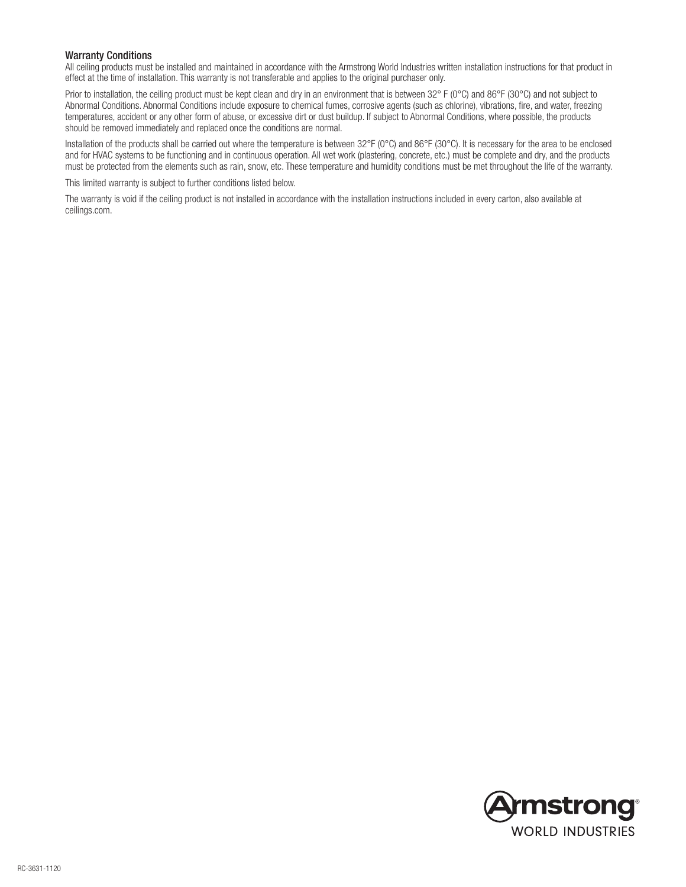### Warranty Conditions

All ceiling products must be installed and maintained in accordance with the Armstrong World Industries written installation instructions for that product in effect at the time of installation. This warranty is not transferable and applies to the original purchaser only.

Prior to installation, the ceiling product must be kept clean and dry in an environment that is between 32° F (0°C) and 86°F (30°C) and not subject to Abnormal Conditions. Abnormal Conditions include exposure to chemical fumes, corrosive agents (such as chlorine), vibrations, fire, and water, freezing temperatures, accident or any other form of abuse, or excessive dirt or dust buildup. If subject to Abnormal Conditions, where possible, the products should be removed immediately and replaced once the conditions are normal.

Installation of the products shall be carried out where the temperature is between 32°F (0°C) and 86°F (30°C). It is necessary for the area to be enclosed and for HVAC systems to be functioning and in continuous operation. All wet work (plastering, concrete, etc.) must be complete and dry, and the products must be protected from the elements such as rain, snow, etc. These temperature and humidity conditions must be met throughout the life of the warranty.

This limited warranty is subject to further conditions listed below.

The warranty is void if the ceiling product is not installed in accordance with the installation instructions included in every carton, also available at ceilings.com.

Armstrong WORLD INDUSTRIES

RC-3631-1120